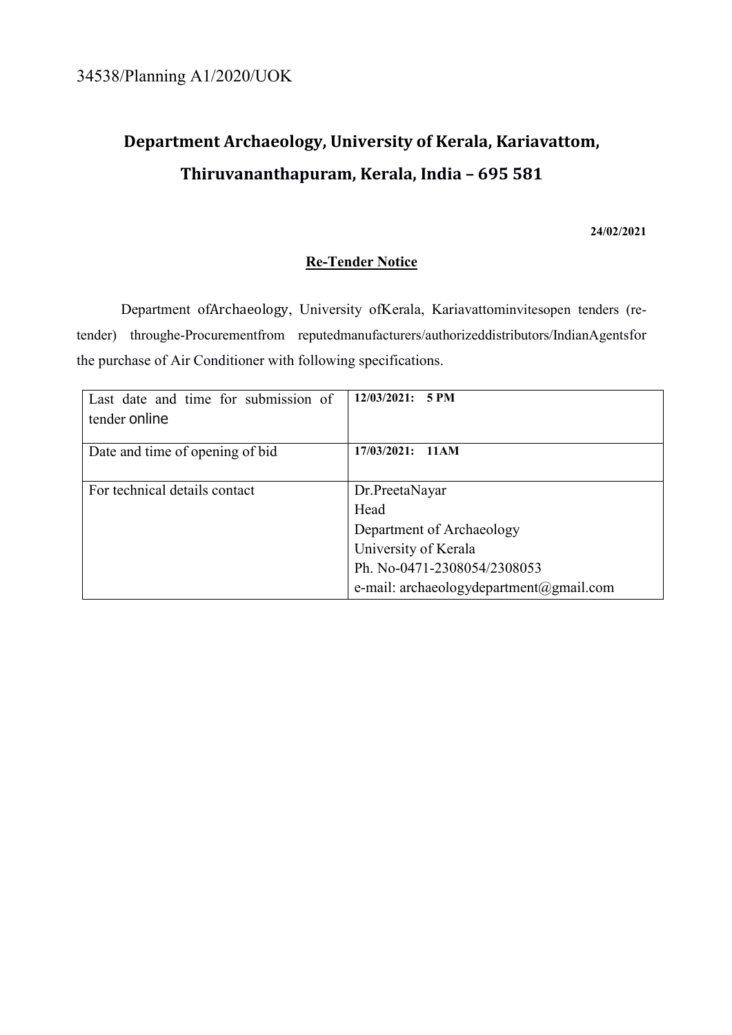34538/Planning A1/2020/UOK

# Department Archaeology, University of Kerala, Kariavattom, Thiruvananthapuram, Kerala, India – 695 581

**24/02/2021**

**Re-Tender Notice**

Department ofArchaeology, University ofKerala, Kariavattominvitesopen tenders (re-tender) throughe-Procurementfrom reputedmanufacturers/authorizeddistributors/IndianAgentsfor the purchase of Air Conditioner with following specifications.

| | |
|---|---|
| Last date and time for submission of tender online | **12/03/2021: 5 PM** |
| Date and time of opening of bid | **17/03/2021: 11AM** |
| For technical details contact | Dr.PreetaNayar<br>Head<br>Department of Archaeology<br>University of Kerala<br>Ph. No-0471-2308054/2308053<br>e-mail: archaeologydepartment@gmail.com |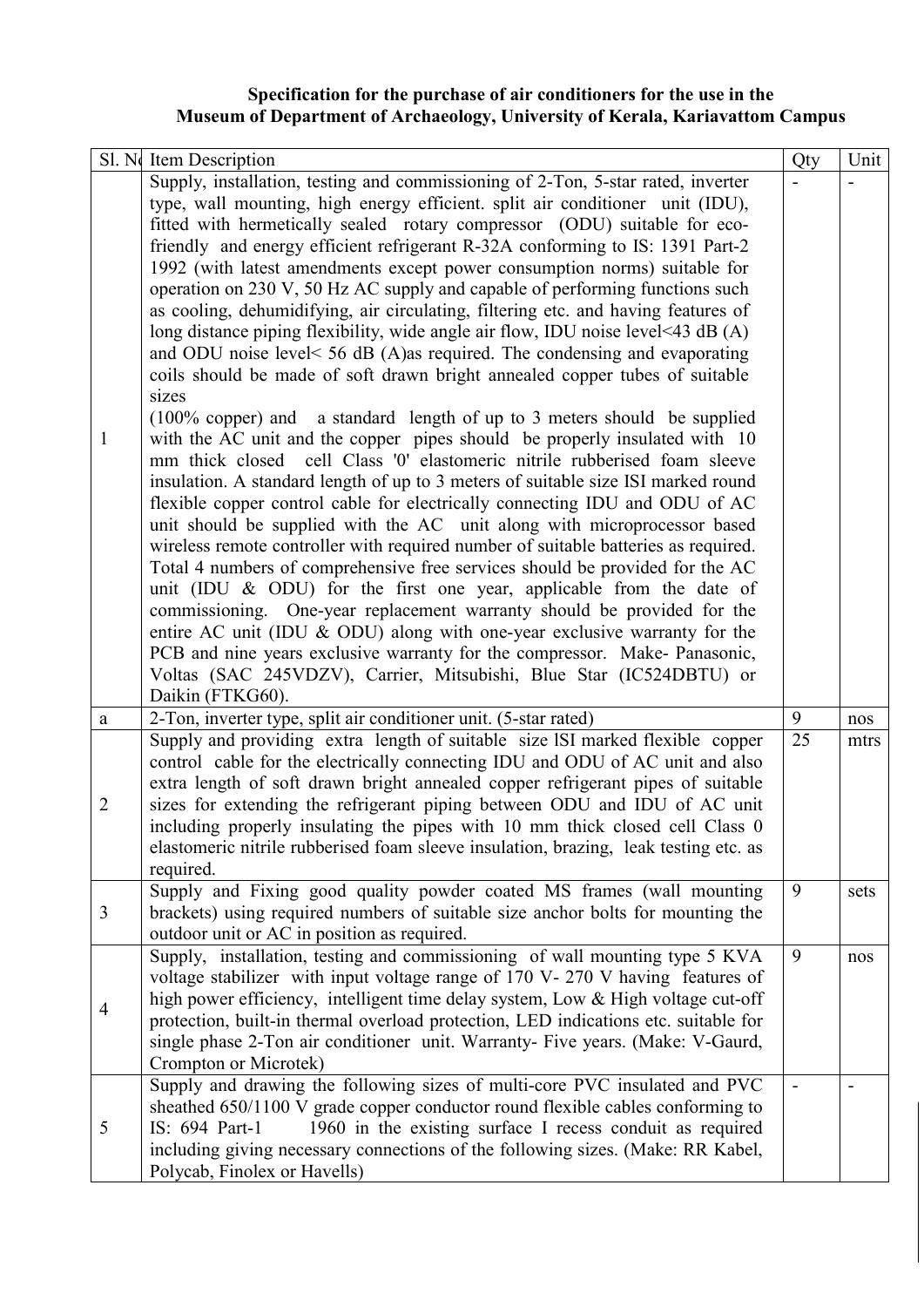**Specification for the purchase of air conditioners for the use in the Museum of Department of Archaeology, University of Kerala, Kariavattom Campus**

| Sl. No | Item Description | Qty | Unit |
|---|---|---|---|
| 1 | Supply, installation, testing and commissioning of 2-Ton, 5-star rated, inverter type, wall mounting, high energy efficient. split air conditioner unit (IDU), fitted with hermetically sealed rotary compressor (ODU) suitable for eco-friendly and energy efficient refrigerant R-32A conforming to IS: 1391 Part-2 1992 (with latest amendments except power consumption norms) suitable for operation on 230 V, 50 Hz AC supply and capable of performing functions such as cooling, dehumidifying, air circulating, filtering etc. and having features of long distance piping flexibility, wide angle air flow, IDU noise level<43 dB (A) and ODU noise level< 56 dB (A)as required. The condensing and evaporating coils should be made of soft drawn bright annealed copper tubes of suitable sizes (100% copper) and a standard length of up to 3 meters should be supplied with the AC unit and the copper pipes should be properly insulated with 10 mm thick closed cell Class '0' elastomeric nitrile rubberised foam sleeve insulation. A standard length of up to 3 meters of suitable size ISI marked round flexible copper control cable for electrically connecting IDU and ODU of AC unit should be supplied with the AC unit along with microprocessor based wireless remote controller with required number of suitable batteries as required. Total 4 numbers of comprehensive free services should be provided for the AC unit (IDU & ODU) for the first one year, applicable from the date of commissioning. One-year replacement warranty should be provided for the entire AC unit (IDU & ODU) along with one-year exclusive warranty for the PCB and nine years exclusive warranty for the compressor. Make- Panasonic, Voltas (SAC 245VDZV), Carrier, Mitsubishi, Blue Star (IC524DBTU) or Daikin (FTKG60). | - | - |
| a | 2-Ton, inverter type, split air conditioner unit. (5-star rated) | 9 | nos |
| 2 | Supply and providing extra length of suitable size ISI marked flexible copper control cable for the electrically connecting IDU and ODU of AC unit and also extra length of soft drawn bright annealed copper refrigerant pipes of suitable sizes for extending the refrigerant piping between ODU and IDU of AC unit including properly insulating the pipes with 10 mm thick closed cell Class 0 elastomeric nitrile rubberised foam sleeve insulation, brazing, leak testing etc. as required. | 25 | mtrs |
| 3 | Supply and Fixing good quality powder coated MS frames (wall mounting brackets) using required numbers of suitable size anchor bolts for mounting the outdoor unit or AC in position as required. | 9 | sets |
| 4 | Supply, installation, testing and commissioning of wall mounting type 5 KVA voltage stabilizer with input voltage range of 170 V- 270 V having features of high power efficiency, intelligent time delay system, Low & High voltage cut-off protection, built-in thermal overload protection, LED indications etc. suitable for single phase 2-Ton air conditioner unit. Warranty- Five years. (Make: V-Gaurd, Crompton or Microtek) | 9 | nos |
| 5 | Supply and drawing the following sizes of multi-core PVC insulated and PVC sheathed 650/1100 V grade copper conductor round flexible cables conforming to IS: 694 Part-1 1960 in the existing surface I recess conduit as required including giving necessary connections of the following sizes. (Make: RR Kabel, Polycab, Finolex or Havells) | - | - |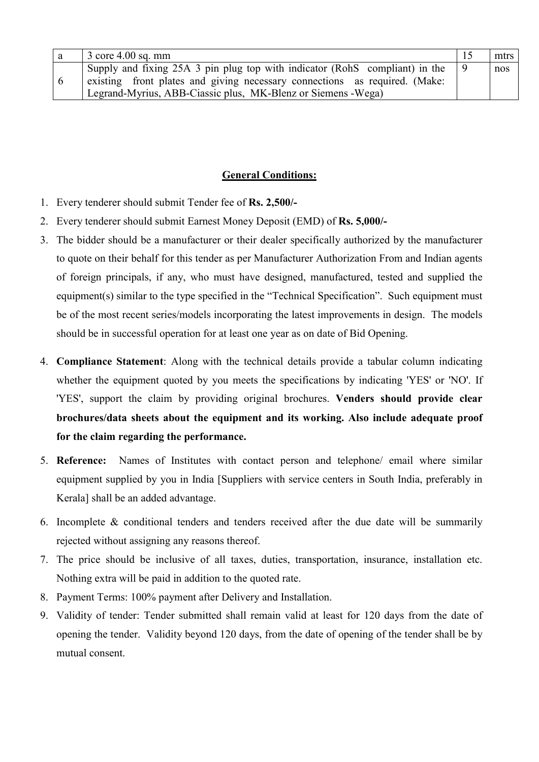| a | 3 core 4.00 sq. mm | 15 | mtrs |
|---|---|---|---|
| 6 | Supply and fixing 25A 3 pin plug top with indicator (RohS compliant) in the existing front plates and giving necessary connections as required. (Make: Legrand-Myrius, ABB-Ciassic plus, MK-Blenz or Siemens -Wega) | 9 | nos |

## General Conditions:

1. Every tenderer should submit Tender fee of **Rs. 2,500/-**
2. Every tenderer should submit Earnest Money Deposit (EMD) of **Rs. 5,000/-**
3. The bidder should be a manufacturer or their dealer specifically authorized by the manufacturer to quote on their behalf for this tender as per Manufacturer Authorization From and Indian agents of foreign principals, if any, who must have designed, manufactured, tested and supplied the equipment(s) similar to the type specified in the "Technical Specification". Such equipment must be of the most recent series/models incorporating the latest improvements in design. The models should be in successful operation for at least one year as on date of Bid Opening.
4. **Compliance Statement**: Along with the technical details provide a tabular column indicating whether the equipment quoted by you meets the specifications by indicating 'YES' or 'NO'. If 'YES', support the claim by providing original brochures. **Venders should provide clear brochures/data sheets about the equipment and its working. Also include adequate proof for the claim regarding the performance.**
5. **Reference:** Names of Institutes with contact person and telephone/ email where similar equipment supplied by you in India [Suppliers with service centers in South India, preferably in Kerala] shall be an added advantage.
6. Incomplete & conditional tenders and tenders received after the due date will be summarily rejected without assigning any reasons thereof.
7. The price should be inclusive of all taxes, duties, transportation, insurance, installation etc. Nothing extra will be paid in addition to the quoted rate.
8. Payment Terms: 100% payment after Delivery and Installation.
9. Validity of tender: Tender submitted shall remain valid at least for 120 days from the date of opening the tender. Validity beyond 120 days, from the date of opening of the tender shall be by mutual consent.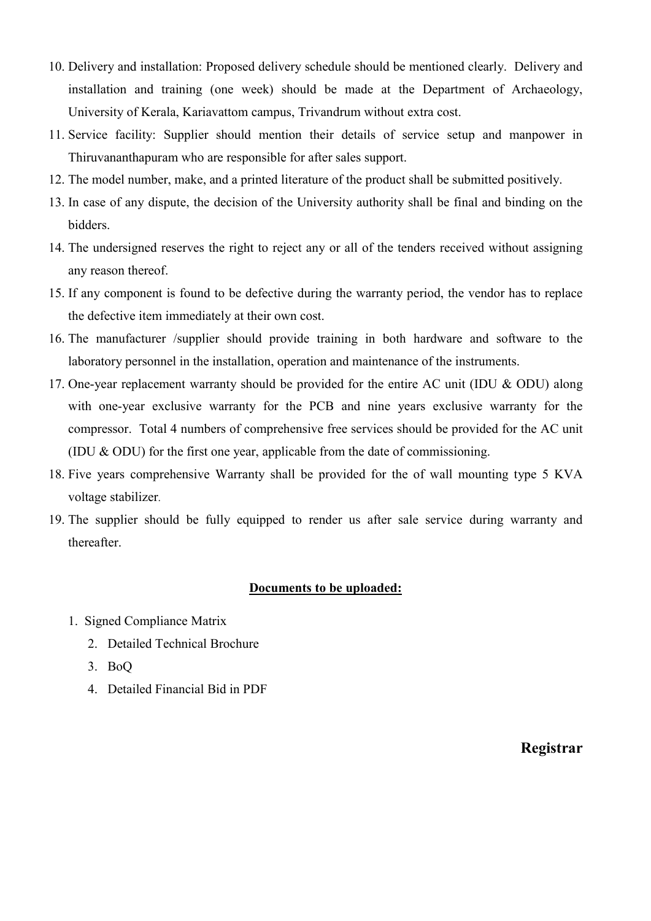10. Delivery and installation: Proposed delivery schedule should be mentioned clearly. Delivery and installation and training (one week) should be made at the Department of Archaeology, University of Kerala, Kariavattom campus, Trivandrum without extra cost.
11. Service facility: Supplier should mention their details of service setup and manpower in Thiruvananthapuram who are responsible for after sales support.
12. The model number, make, and a printed literature of the product shall be submitted positively.
13. In case of any dispute, the decision of the University authority shall be final and binding on the bidders.
14. The undersigned reserves the right to reject any or all of the tenders received without assigning any reason thereof.
15. If any component is found to be defective during the warranty period, the vendor has to replace the defective item immediately at their own cost.
16. The manufacturer /supplier should provide training in both hardware and software to the laboratory personnel in the installation, operation and maintenance of the instruments.
17. One-year replacement warranty should be provided for the entire AC unit (IDU & ODU) along with one-year exclusive warranty for the PCB and nine years exclusive warranty for the compressor. Total 4 numbers of comprehensive free services should be provided for the AC unit (IDU & ODU) for the first one year, applicable from the date of commissioning.
18. Five years comprehensive Warranty shall be provided for the of wall mounting type 5 KVA voltage stabilizer.
19. The supplier should be fully equipped to render us after sale service during warranty and thereafter.

**Documents to be uploaded:**

1. Signed Compliance Matrix
2. Detailed Technical Brochure
3. BoQ
4. Detailed Financial Bid in PDF

**Registrar**